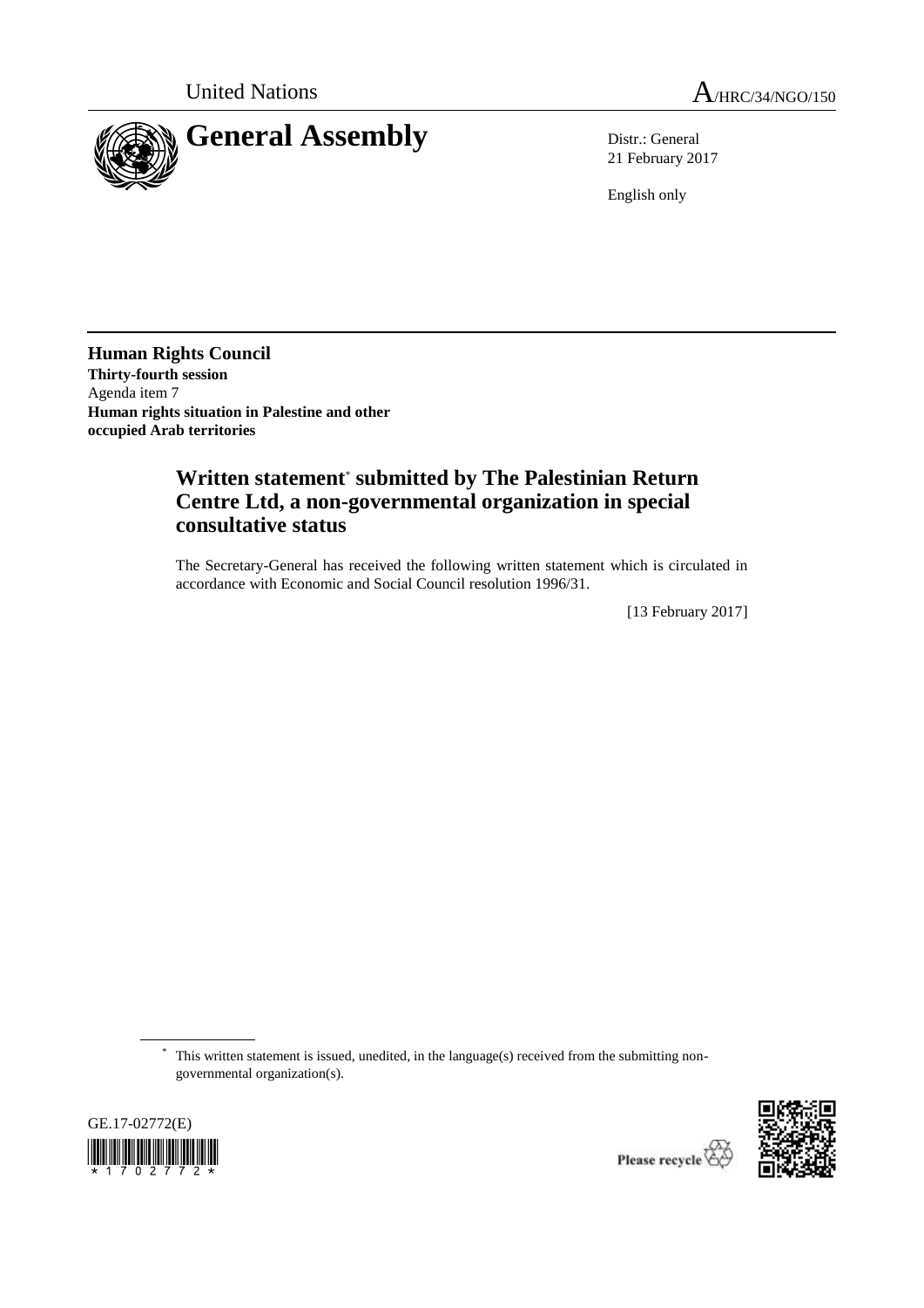United Nations A/HRC/34/NGO/150

# General Assembly

Distr.: General
21 February 2017

English only

**Human Rights Council**
**Thirty-fourth session**
Agenda item 7
**Human rights situation in Palestine and other occupied Arab territories**

## Written statement* submitted by The Palestinian Return Centre Ltd, a non-governmental organization in special consultative status

The Secretary-General has received the following written statement which is circulated in accordance with Economic and Social Council resolution 1996/31.

[13 February 2017]

\* This written statement is issued, unedited, in the language(s) received from the submitting non-governmental organization(s).

GE.17-02772(E)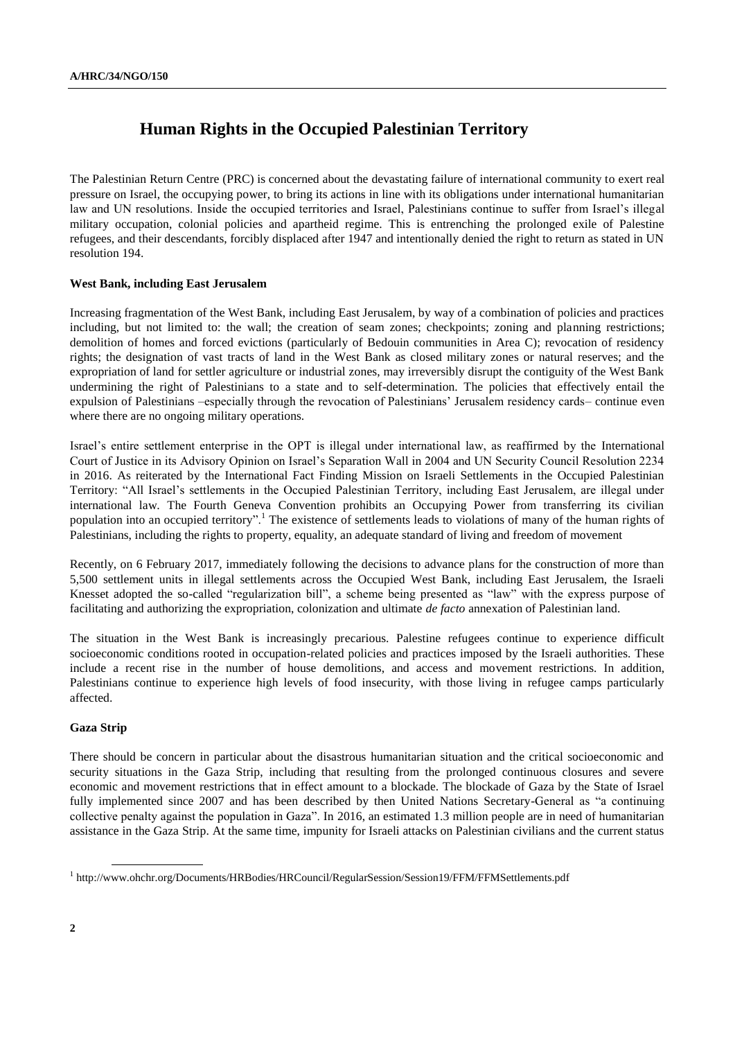# Human Rights in the Occupied Palestinian Territory

The Palestinian Return Centre (PRC) is concerned about the devastating failure of international community to exert real pressure on Israel, the occupying power, to bring its actions in line with its obligations under international humanitarian law and UN resolutions. Inside the occupied territories and Israel, Palestinians continue to suffer from Israel's illegal military occupation, colonial policies and apartheid regime. This is entrenching the prolonged exile of Palestine refugees, and their descendants, forcibly displaced after 1947 and intentionally denied the right to return as stated in UN resolution 194.

**West Bank, including East Jerusalem**

Increasing fragmentation of the West Bank, including East Jerusalem, by way of a combination of policies and practices including, but not limited to: the wall; the creation of seam zones; checkpoints; zoning and planning restrictions; demolition of homes and forced evictions (particularly of Bedouin communities in Area C); revocation of residency rights; the designation of vast tracts of land in the West Bank as closed military zones or natural reserves; and the expropriation of land for settler agriculture or industrial zones, may irreversibly disrupt the contiguity of the West Bank undermining the right of Palestinians to a state and to self-determination. The policies that effectively entail the expulsion of Palestinians –especially through the revocation of Palestinians' Jerusalem residency cards– continue even where there are no ongoing military operations.

Israel's entire settlement enterprise in the OPT is illegal under international law, as reaffirmed by the International Court of Justice in its Advisory Opinion on Israel's Separation Wall in 2004 and UN Security Council Resolution 2234 in 2016. As reiterated by the International Fact Finding Mission on Israeli Settlements in the Occupied Palestinian Territory: "All Israel's settlements in the Occupied Palestinian Territory, including East Jerusalem, are illegal under international law. The Fourth Geneva Convention prohibits an Occupying Power from transferring its civilian population into an occupied territory".[1] The existence of settlements leads to violations of many of the human rights of Palestinians, including the rights to property, equality, an adequate standard of living and freedom of movement

Recently, on 6 February 2017, immediately following the decisions to advance plans for the construction of more than 5,500 settlement units in illegal settlements across the Occupied West Bank, including East Jerusalem, the Israeli Knesset adopted the so-called "regularization bill", a scheme being presented as "law" with the express purpose of facilitating and authorizing the expropriation, colonization and ultimate *de facto* annexation of Palestinian land.

The situation in the West Bank is increasingly precarious. Palestine refugees continue to experience difficult socioeconomic conditions rooted in occupation-related policies and practices imposed by the Israeli authorities. These include a recent rise in the number of house demolitions, and access and movement restrictions. In addition, Palestinians continue to experience high levels of food insecurity, with those living in refugee camps particularly affected.

**Gaza Strip**

There should be concern in particular about the disastrous humanitarian situation and the critical socioeconomic and security situations in the Gaza Strip, including that resulting from the prolonged continuous closures and severe economic and movement restrictions that in effect amount to a blockade. The blockade of Gaza by the State of Israel fully implemented since 2007 and has been described by then United Nations Secretary-General as "a continuing collective penalty against the population in Gaza". In 2016, an estimated 1.3 million people are in need of humanitarian assistance in the Gaza Strip. At the same time, impunity for Israeli attacks on Palestinian civilians and the current status

---

[1] http://www.ohchr.org/Documents/HRBodies/HRCouncil/RegularSession/Session19/FFM/FFMSettlements.pdf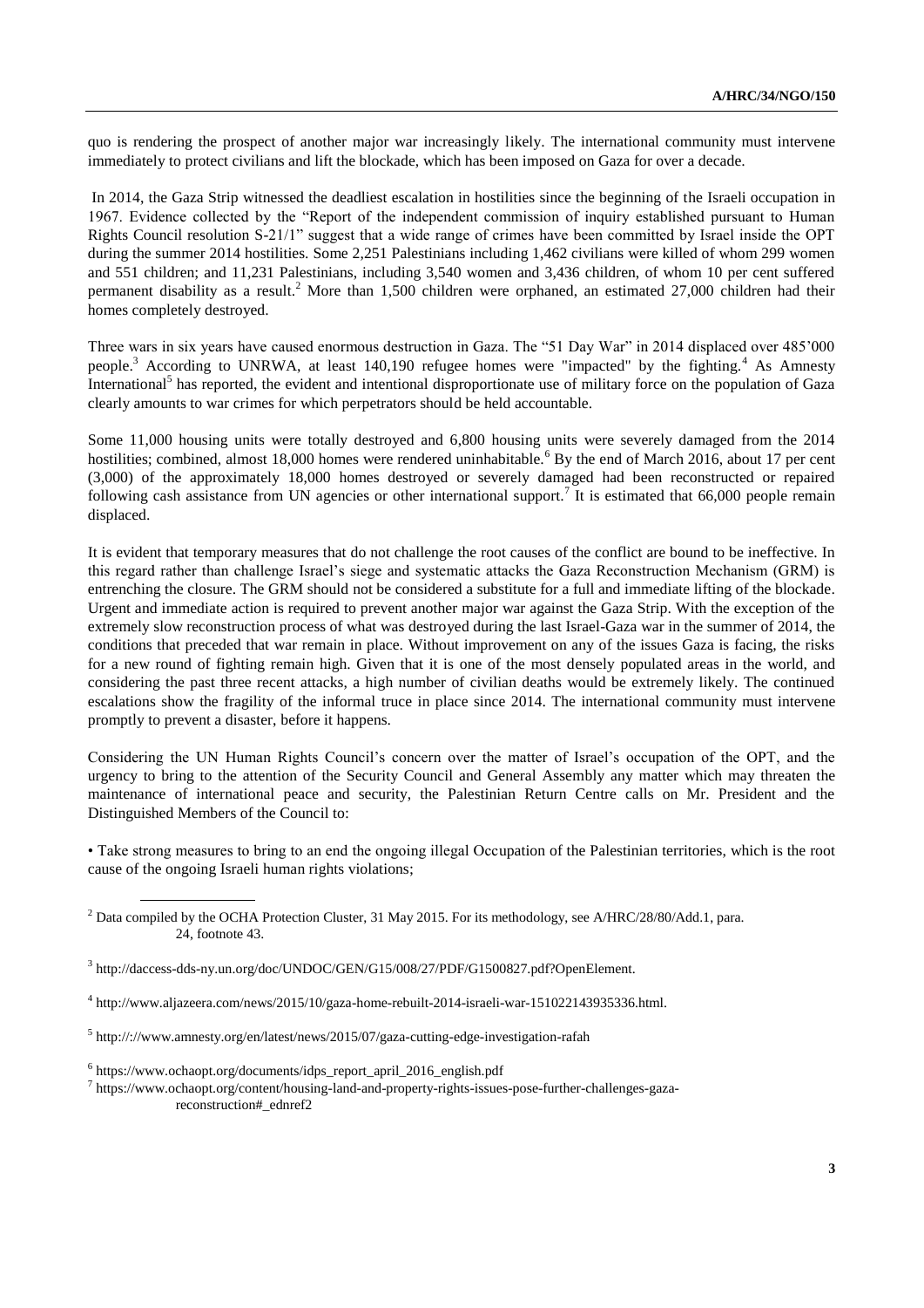quo is rendering the prospect of another major war increasingly likely. The international community must intervene immediately to protect civilians and lift the blockade, which has been imposed on Gaza for over a decade.

In 2014, the Gaza Strip witnessed the deadliest escalation in hostilities since the beginning of the Israeli occupation in 1967. Evidence collected by the "Report of the independent commission of inquiry established pursuant to Human Rights Council resolution S-21/1" suggest that a wide range of crimes have been committed by Israel inside the OPT during the summer 2014 hostilities. Some 2,251 Palestinians including 1,462 civilians were killed of whom 299 women and 551 children; and 11,231 Palestinians, including 3,540 women and 3,436 children, of whom 10 per cent suffered permanent disability as a result.[2] More than 1,500 children were orphaned, an estimated 27,000 children had their homes completely destroyed.

Three wars in six years have caused enormous destruction in Gaza. The "51 Day War" in 2014 displaced over 485'000 people.[3] According to UNRWA, at least 140,190 refugee homes were "impacted" by the fighting.[4] As Amnesty International[5] has reported, the evident and intentional disproportionate use of military force on the population of Gaza clearly amounts to war crimes for which perpetrators should be held accountable.

Some 11,000 housing units were totally destroyed and 6,800 housing units were severely damaged from the 2014 hostilities; combined, almost 18,000 homes were rendered uninhabitable.[6] By the end of March 2016, about 17 per cent (3,000) of the approximately 18,000 homes destroyed or severely damaged had been reconstructed or repaired following cash assistance from UN agencies or other international support.[7] It is estimated that 66,000 people remain displaced.

It is evident that temporary measures that do not challenge the root causes of the conflict are bound to be ineffective. In this regard rather than challenge Israel's siege and systematic attacks the Gaza Reconstruction Mechanism (GRM) is entrenching the closure. The GRM should not be considered a substitute for a full and immediate lifting of the blockade. Urgent and immediate action is required to prevent another major war against the Gaza Strip. With the exception of the extremely slow reconstruction process of what was destroyed during the last Israel-Gaza war in the summer of 2014, the conditions that preceded that war remain in place. Without improvement on any of the issues Gaza is facing, the risks for a new round of fighting remain high. Given that it is one of the most densely populated areas in the world, and considering the past three recent attacks, a high number of civilian deaths would be extremely likely. The continued escalations show the fragility of the informal truce in place since 2014. The international community must intervene promptly to prevent a disaster, before it happens.

Considering the UN Human Rights Council's concern over the matter of Israel's occupation of the OPT, and the urgency to bring to the attention of the Security Council and General Assembly any matter which may threaten the maintenance of international peace and security, the Palestinian Return Centre calls on Mr. President and the Distinguished Members of the Council to:

- Take strong measures to bring to an end the ongoing illegal Occupation of the Palestinian territories, which is the root cause of the ongoing Israeli human rights violations;

---

[2] Data compiled by the OCHA Protection Cluster, 31 May 2015. For its methodology, see A/HRC/28/80/Add.1, para. 24, footnote 43.

[3] http://daccess-dds-ny.un.org/doc/UNDOC/GEN/G15/008/27/PDF/G1500827.pdf?OpenElement.

[4] http://www.aljazeera.com/news/2015/10/gaza-home-rebuilt-2014-israeli-war-151022143935336.html.

[5] http://://www.amnesty.org/en/latest/news/2015/07/gaza-cutting-edge-investigation-rafah

[6] https://www.ochaopt.org/documents/idps_report_april_2016_english.pdf

[7] https://www.ochaopt.org/content/housing-land-and-property-rights-issues-pose-further-challenges-gaza-reconstruction#_ednref2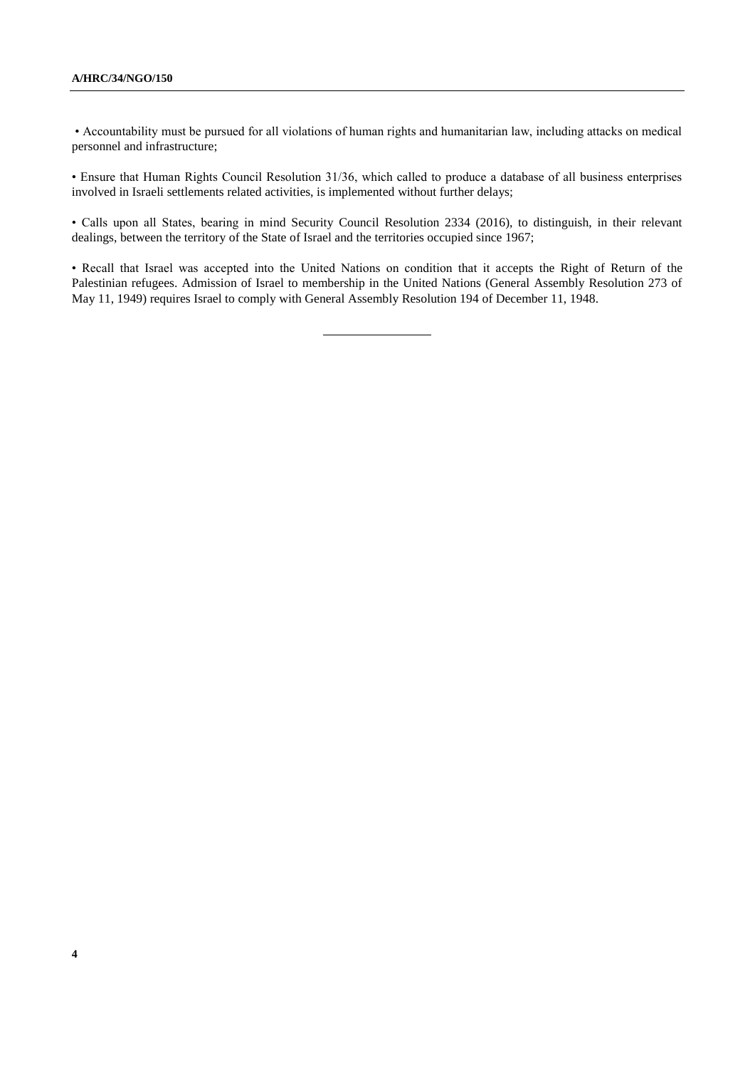- Accountability must be pursued for all violations of human rights and humanitarian law, including attacks on medical personnel and infrastructure;

- Ensure that Human Rights Council Resolution 31/36, which called to produce a database of all business enterprises involved in Israeli settlements related activities, is implemented without further delays;

- Calls upon all States, bearing in mind Security Council Resolution 2334 (2016), to distinguish, in their relevant dealings, between the territory of the State of Israel and the territories occupied since 1967;

- Recall that Israel was accepted into the United Nations on condition that it accepts the Right of Return of the Palestinian refugees. Admission of Israel to membership in the United Nations (General Assembly Resolution 273 of May 11, 1949) requires Israel to comply with General Assembly Resolution 194 of December 11, 1948.